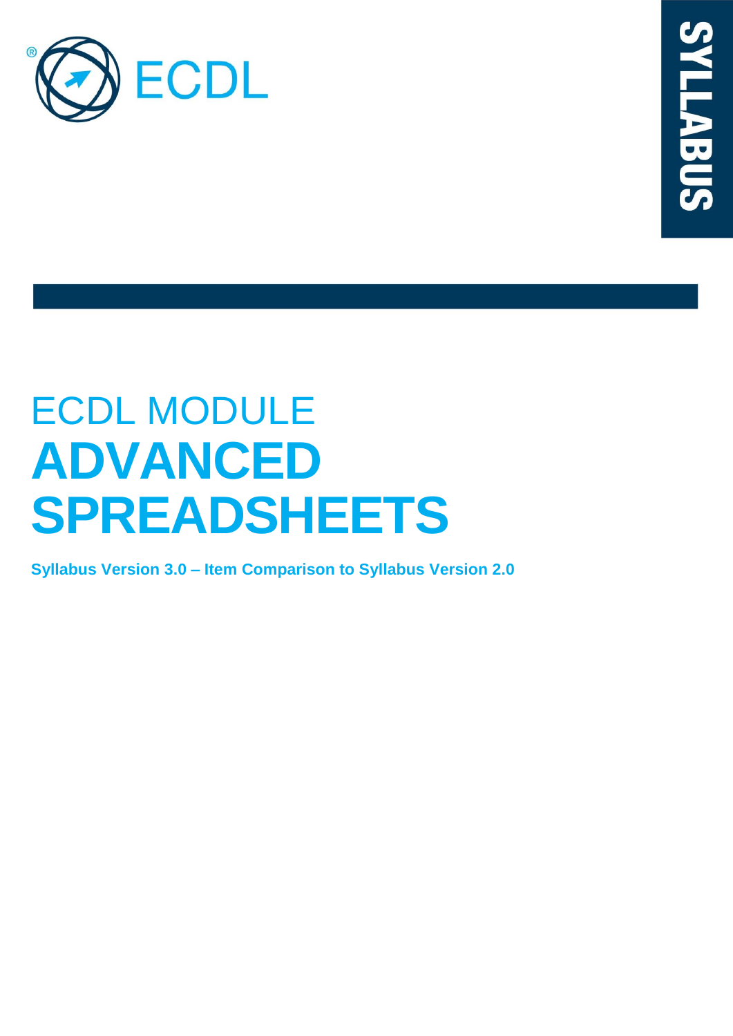ECDL

SYLLABUS

# ECDL MODULE ADVANCED SPREADSHEETS

**Syllabus Version 3.0 – Item Comparison to Syllabus Version 2.0**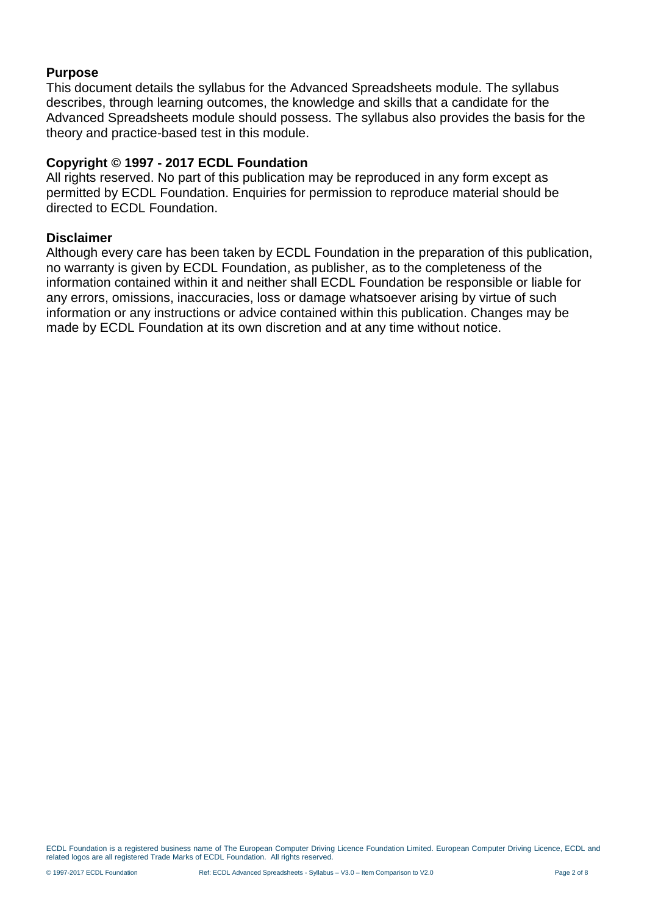## Purpose

This document details the syllabus for the Advanced Spreadsheets module. The syllabus describes, through learning outcomes, the knowledge and skills that a candidate for the Advanced Spreadsheets module should possess. The syllabus also provides the basis for the theory and practice-based test in this module.

## Copyright © 1997 - 2017 ECDL Foundation

All rights reserved. No part of this publication may be reproduced in any form except as permitted by ECDL Foundation. Enquiries for permission to reproduce material should be directed to ECDL Foundation.

## Disclaimer

Although every care has been taken by ECDL Foundation in the preparation of this publication, no warranty is given by ECDL Foundation, as publisher, as to the completeness of the information contained within it and neither shall ECDL Foundation be responsible or liable for any errors, omissions, inaccuracies, loss or damage whatsoever arising by virtue of such information or any instructions or advice contained within this publication. Changes may be made by ECDL Foundation at its own discretion and at any time without notice.

ECDL Foundation is a registered business name of The European Computer Driving Licence Foundation Limited. European Computer Driving Licence, ECDL and related logos are all registered Trade Marks of ECDL Foundation. All rights reserved.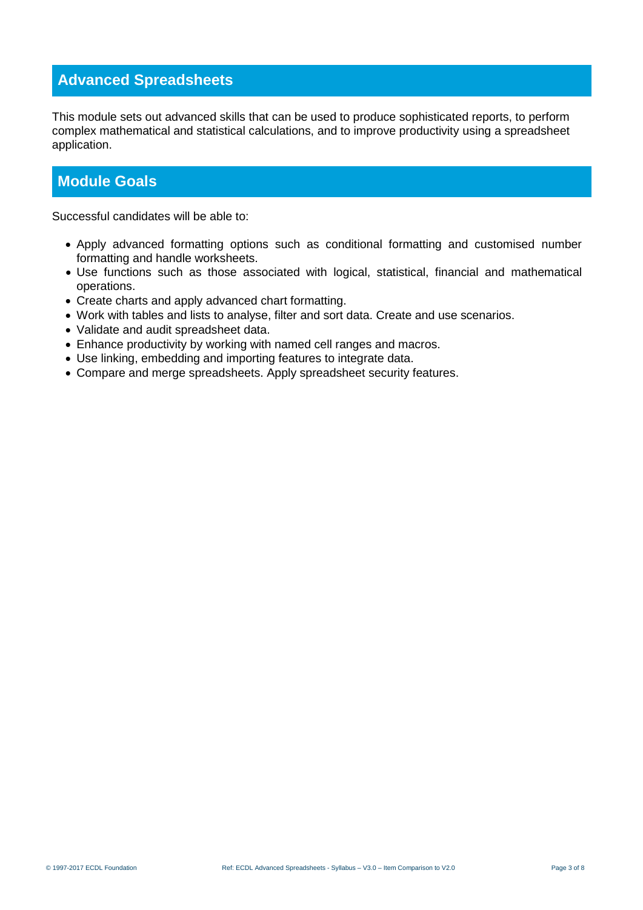## Advanced Spreadsheets

This module sets out advanced skills that can be used to produce sophisticated reports, to perform complex mathematical and statistical calculations, and to improve productivity using a spreadsheet application.

## Module Goals

Successful candidates will be able to:

- Apply advanced formatting options such as conditional formatting and customised number formatting and handle worksheets.
- Use functions such as those associated with logical, statistical, financial and mathematical operations.
- Create charts and apply advanced chart formatting.
- Work with tables and lists to analyse, filter and sort data. Create and use scenarios.
- Validate and audit spreadsheet data.
- Enhance productivity by working with named cell ranges and macros.
- Use linking, embedding and importing features to integrate data.
- Compare and merge spreadsheets. Apply spreadsheet security features.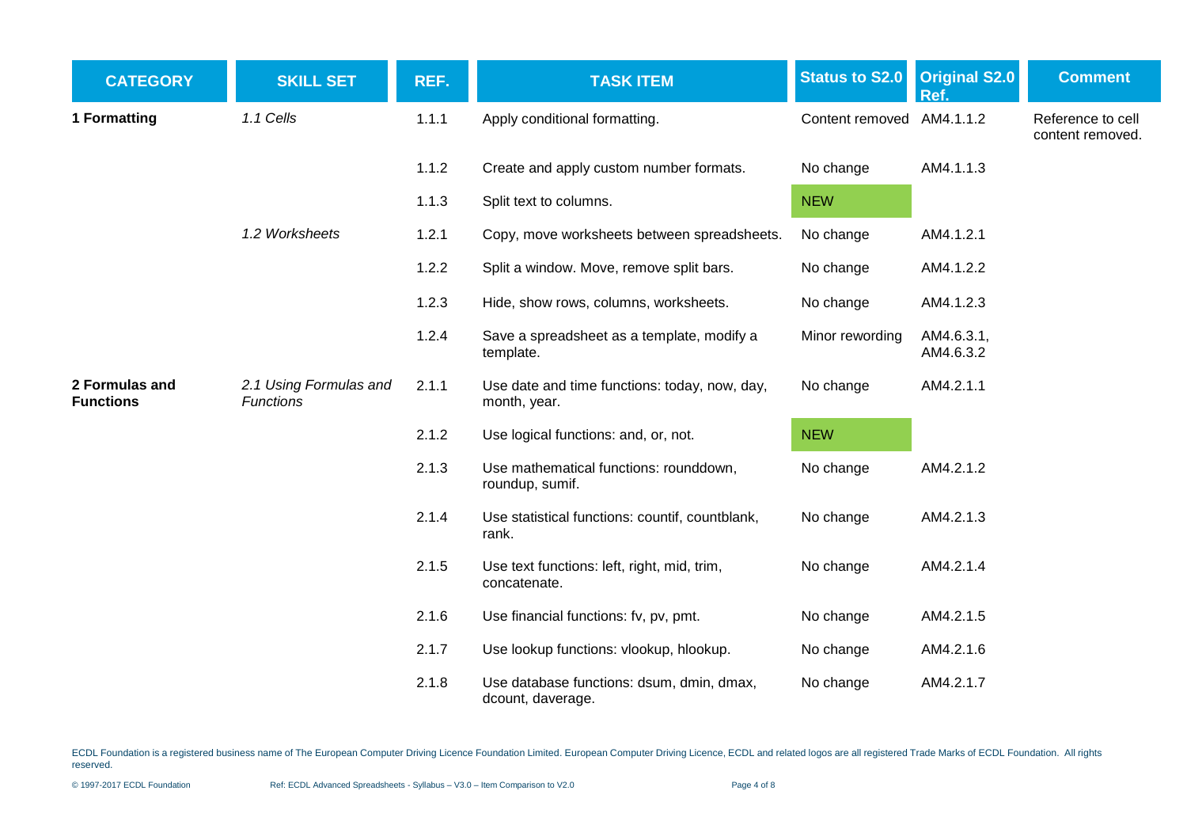| CATEGORY | SKILL SET | REF. | TASK ITEM | Status to S2.0 | Original S2.0 Ref. | Comment |
|---|---|---|---|---|---|---|
| **1 Formatting** | *1.1 Cells* | 1.1.1 | Apply conditional formatting. | Content removed | AM4.1.1.2 | Reference to cell content removed. |
| | | 1.1.2 | Create and apply custom number formats. | No change | AM4.1.1.3 | |
| | | 1.1.3 | Split text to columns. | NEW | | |
| | *1.2 Worksheets* | 1.2.1 | Copy, move worksheets between spreadsheets. | No change | AM4.1.2.1 | |
| | | 1.2.2 | Split a window. Move, remove split bars. | No change | AM4.1.2.2 | |
| | | 1.2.3 | Hide, show rows, columns, worksheets. | No change | AM4.1.2.3 | |
| | | 1.2.4 | Save a spreadsheet as a template, modify a template. | Minor rewording | AM4.6.3.1, AM4.6.3.2 | |
| **2 Formulas and Functions** | *2.1 Using Formulas and Functions* | 2.1.1 | Use date and time functions: today, now, day, month, year. | No change | AM4.2.1.1 | |
| | | 2.1.2 | Use logical functions: and, or, not. | NEW | | |
| | | 2.1.3 | Use mathematical functions: rounddown, roundup, sumif. | No change | AM4.2.1.2 | |
| | | 2.1.4 | Use statistical functions: countif, countblank, rank. | No change | AM4.2.1.3 | |
| | | 2.1.5 | Use text functions: left, right, mid, trim, concatenate. | No change | AM4.2.1.4 | |
| | | 2.1.6 | Use financial functions: fv, pv, pmt. | No change | AM4.2.1.5 | |
| | | 2.1.7 | Use lookup functions: vlookup, hlookup. | No change | AM4.2.1.6 | |
| | | 2.1.8 | Use database functions: dsum, dmin, dmax, dcount, daverage. | No change | AM4.2.1.7 | |

ECDL Foundation is a registered business name of The European Computer Driving Licence Foundation Limited. European Computer Driving Licence, ECDL and related logos are all registered Trade Marks of ECDL Foundation. All rights reserved.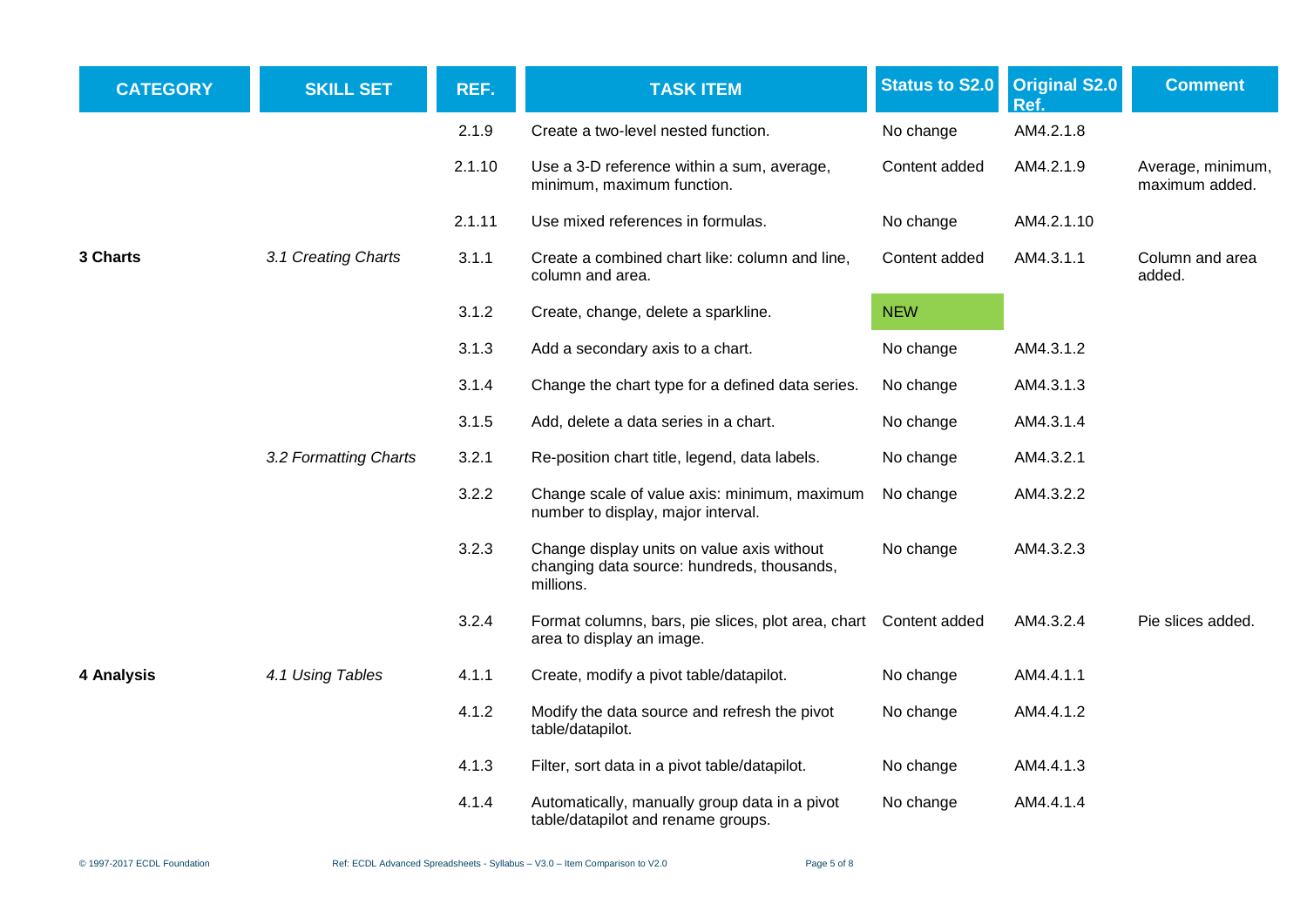| CATEGORY | SKILL SET | REF. | TASK ITEM | Status to S2.0 | Original S2.0 Ref. | Comment |
|---|---|---|---|---|---|---|
| | | 2.1.9 | Create a two-level nested function. | No change | AM4.2.1.8 | |
| | | 2.1.10 | Use a 3-D reference within a sum, average, minimum, maximum function. | Content added | AM4.2.1.9 | Average, minimum, maximum added. |
| | | 2.1.11 | Use mixed references in formulas. | No change | AM4.2.1.10 | |
| **3 Charts** | *3.1 Creating Charts* | 3.1.1 | Create a combined chart like: column and line, column and area. | Content added | AM4.3.1.1 | Column and area added. |
| | | 3.1.2 | Create, change, delete a sparkline. | NEW | | |
| | | 3.1.3 | Add a secondary axis to a chart. | No change | AM4.3.1.2 | |
| | | 3.1.4 | Change the chart type for a defined data series. | No change | AM4.3.1.3 | |
| | | 3.1.5 | Add, delete a data series in a chart. | No change | AM4.3.1.4 | |
| | *3.2 Formatting Charts* | 3.2.1 | Re-position chart title, legend, data labels. | No change | AM4.3.2.1 | |
| | | 3.2.2 | Change scale of value axis: minimum, maximum number to display, major interval. | No change | AM4.3.2.2 | |
| | | 3.2.3 | Change display units on value axis without changing data source: hundreds, thousands, millions. | No change | AM4.3.2.3 | |
| | | 3.2.4 | Format columns, bars, pie slices, plot area, chart area to display an image. | Content added | AM4.3.2.4 | Pie slices added. |
| **4 Analysis** | *4.1 Using Tables* | 4.1.1 | Create, modify a pivot table/datapilot. | No change | AM4.4.1.1 | |
| | | 4.1.2 | Modify the data source and refresh the pivot table/datapilot. | No change | AM4.4.1.2 | |
| | | 4.1.3 | Filter, sort data in a pivot table/datapilot. | No change | AM4.4.1.3 | |
| | | 4.1.4 | Automatically, manually group data in a pivot table/datapilot and rename groups. | No change | AM4.4.1.4 | |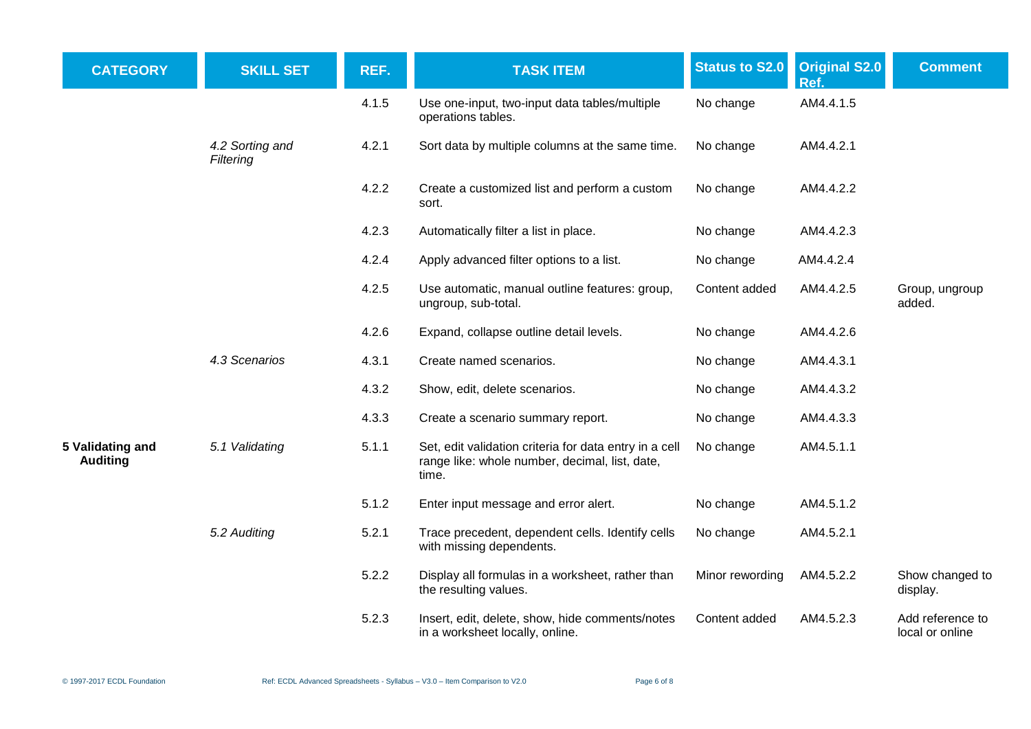| CATEGORY | SKILL SET | REF. | TASK ITEM | Status to S2.0 | Original S2.0 Ref. | Comment |
|---|---|---|---|---|---|---|
| | | 4.1.5 | Use one-input, two-input data tables/multiple operations tables. | No change | AM4.4.1.5 | |
| | *4.2 Sorting and Filtering* | 4.2.1 | Sort data by multiple columns at the same time. | No change | AM4.4.2.1 | |
| | | 4.2.2 | Create a customized list and perform a custom sort. | No change | AM4.4.2.2 | |
| | | 4.2.3 | Automatically filter a list in place. | No change | AM4.4.2.3 | |
| | | 4.2.4 | Apply advanced filter options to a list. | No change | AM4.4.2.4 | |
| | | 4.2.5 | Use automatic, manual outline features: group, ungroup, sub-total. | Content added | AM4.4.2.5 | Group, ungroup added. |
| | | 4.2.6 | Expand, collapse outline detail levels. | No change | AM4.4.2.6 | |
| | *4.3 Scenarios* | 4.3.1 | Create named scenarios. | No change | AM4.4.3.1 | |
| | | 4.3.2 | Show, edit, delete scenarios. | No change | AM4.4.3.2 | |
| | | 4.3.3 | Create a scenario summary report. | No change | AM4.4.3.3 | |
| **5 Validating and Auditing** | *5.1 Validating* | 5.1.1 | Set, edit validation criteria for data entry in a cell range like: whole number, decimal, list, date, time. | No change | AM4.5.1.1 | |
| | | 5.1.2 | Enter input message and error alert. | No change | AM4.5.1.2 | |
| | *5.2 Auditing* | 5.2.1 | Trace precedent, dependent cells. Identify cells with missing dependents. | No change | AM4.5.2.1 | |
| | | 5.2.2 | Display all formulas in a worksheet, rather than the resulting values. | Minor rewording | AM4.5.2.2 | Show changed to display. |
| | | 5.2.3 | Insert, edit, delete, show, hide comments/notes in a worksheet locally, online. | Content added | AM4.5.2.3 | Add reference to local or online |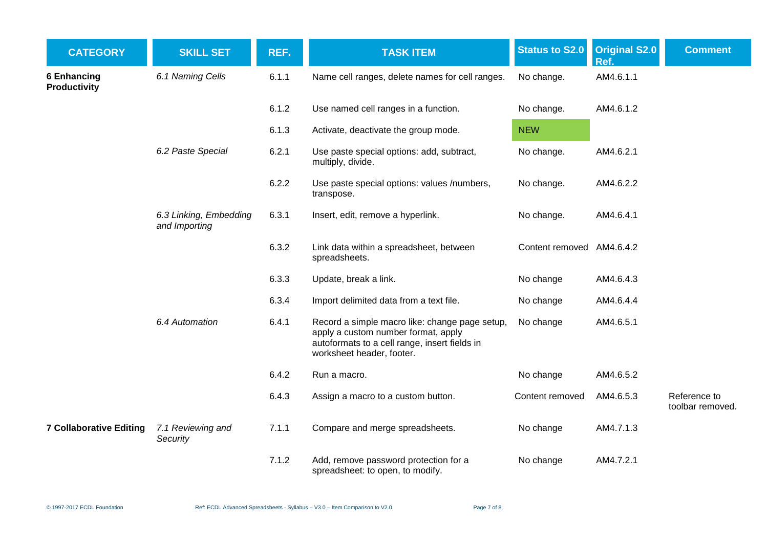| CATEGORY | SKILL SET | REF. | TASK ITEM | Status to S2.0 | Original S2.0 Ref. | Comment |
|---|---|---|---|---|---|---|
| **6 Enhancing Productivity** | *6.1 Naming Cells* | 6.1.1 | Name cell ranges, delete names for cell ranges. | No change. | AM4.6.1.1 | |
| | | 6.1.2 | Use named cell ranges in a function. | No change. | AM4.6.1.2 | |
| | | 6.1.3 | Activate, deactivate the group mode. | NEW | | |
| | *6.2 Paste Special* | 6.2.1 | Use paste special options: add, subtract, multiply, divide. | No change. | AM4.6.2.1 | |
| | | 6.2.2 | Use paste special options: values /numbers, transpose. | No change. | AM4.6.2.2 | |
| | *6.3 Linking, Embedding and Importing* | 6.3.1 | Insert, edit, remove a hyperlink. | No change. | AM4.6.4.1 | |
| | | 6.3.2 | Link data within a spreadsheet, between spreadsheets. | Content removed | AM4.6.4.2 | |
| | | 6.3.3 | Update, break a link. | No change | AM4.6.4.3 | |
| | | 6.3.4 | Import delimited data from a text file. | No change | AM4.6.4.4 | |
| | *6.4 Automation* | 6.4.1 | Record a simple macro like: change page setup, apply a custom number format, apply autoformats to a cell range, insert fields in worksheet header, footer. | No change | AM4.6.5.1 | |
| | | 6.4.2 | Run a macro. | No change | AM4.6.5.2 | |
| | | 6.4.3 | Assign a macro to a custom button. | Content removed | AM4.6.5.3 | Reference to toolbar removed. |
| **7 Collaborative Editing** | *7.1 Reviewing and Security* | 7.1.1 | Compare and merge spreadsheets. | No change | AM4.7.1.3 | |
| | | 7.1.2 | Add, remove password protection for a spreadsheet: to open, to modify. | No change | AM4.7.2.1 | |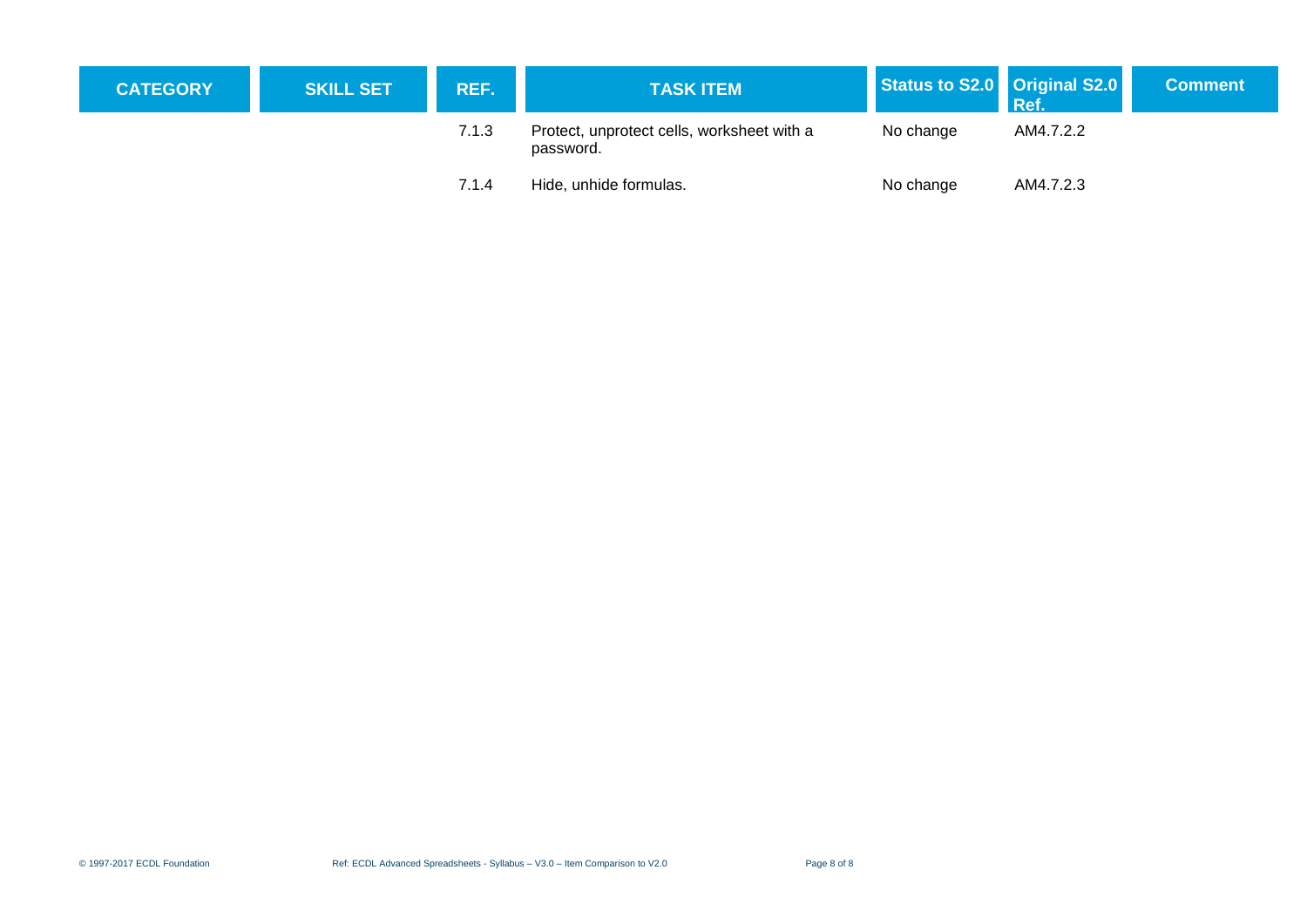| CATEGORY | SKILL SET | REF. | TASK ITEM | Status to S2.0 | Original S2.0 Ref. | Comment |
| --- | --- | --- | --- | --- | --- | --- |
| | | 7.1.3 | Protect, unprotect cells, worksheet with a password. | No change | AM4.7.2.2 | |
| | | 7.1.4 | Hide, unhide formulas. | No change | AM4.7.2.3 | |